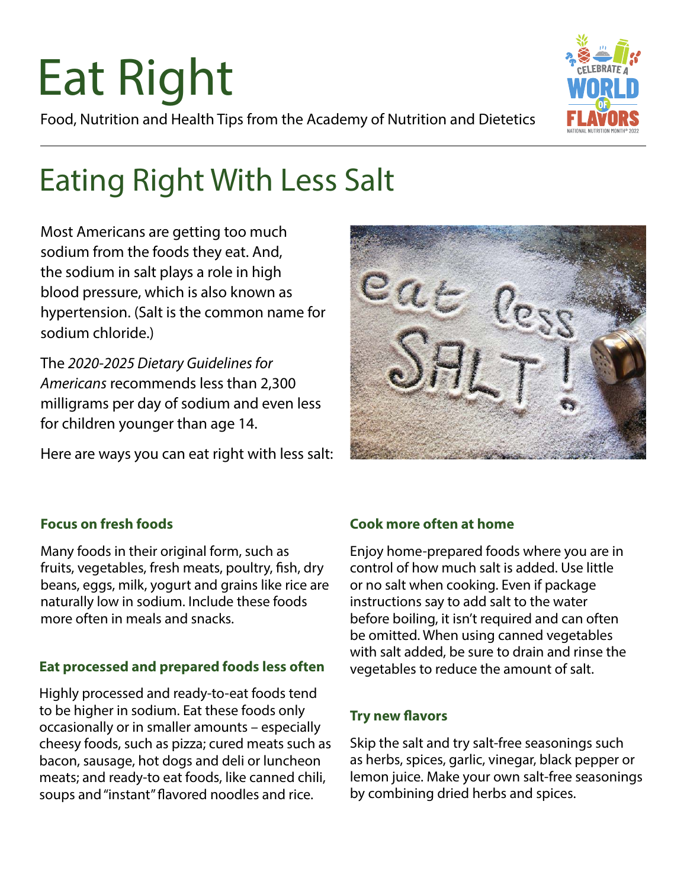# Eat Right

Food, Nutrition and Health Tips from the Academy of Nutrition and Dietetics

## Eating Right With Less Salt

Most Americans are getting too much sodium from the foods they eat. And, the sodium in salt plays a role in high blood pressure, which is also known as hypertension. (Salt is the common name for sodium chloride.)

The *2020-2025 Dietary Guidelines for Americans* recommends less than 2,300 milligrams per day of sodium and even less for children younger than age 14.

Here are ways you can eat right with less salt:

### Focus on fresh foods

Many foods in their original form, such as fruits, vegetables, fresh meats, poultry, fish, dry beans, eggs, milk, yogurt and grains like rice are naturally low in sodium. Include these foods more often in meals and snacks.

### Eat processed and prepared foods less often

Highly processed and ready-to-eat foods tend to be higher in sodium. Eat these foods only occasionally or in smaller amounts – especially cheesy foods, such as pizza; cured meats such as bacon, sausage, hot dogs and deli or luncheon meats; and ready-to eat foods, like canned chili, soups and "instant" flavored noodles and rice.

### Cook more often at home

Enjoy home-prepared foods where you are in control of how much salt is added. Use little or no salt when cooking. Even if package instructions say to add salt to the water before boiling, it isn't required and can often be omitted. When using canned vegetables with salt added, be sure to drain and rinse the vegetables to reduce the amount of salt.

### Try new flavors

Skip the salt and try salt-free seasonings such as herbs, spices, garlic, vinegar, black pepper or lemon juice. Make your own salt-free seasonings by combining dried herbs and spices.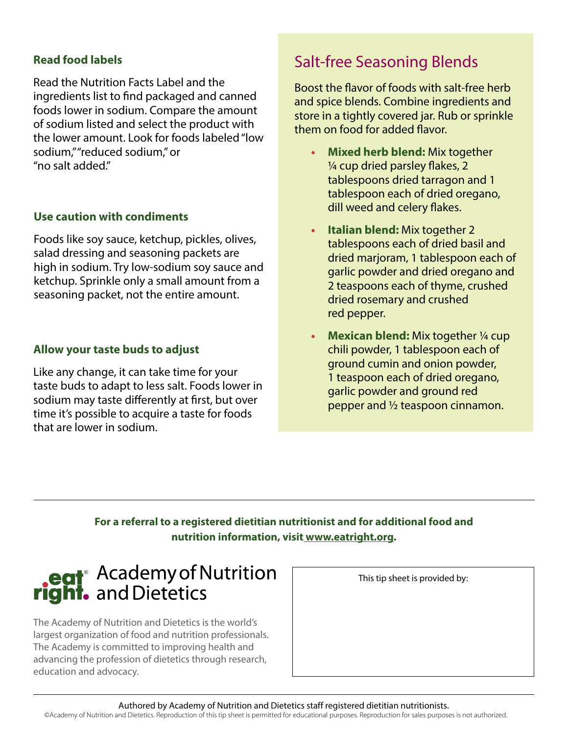### Read food labels

Read the Nutrition Facts Label and the ingredients list to find packaged and canned foods lower in sodium. Compare the amount of sodium listed and select the product with the lower amount. Look for foods labeled "low sodium," "reduced sodium," or "no salt added."

### Use caution with condiments

Foods like soy sauce, ketchup, pickles, olives, salad dressing and seasoning packets are high in sodium. Try low-sodium soy sauce and ketchup. Sprinkle only a small amount from a seasoning packet, not the entire amount.

### Allow your taste buds to adjust

Like any change, it can take time for your taste buds to adapt to less salt. Foods lower in sodium may taste differently at first, but over time it's possible to acquire a taste for foods that are lower in sodium.

## Salt-free Seasoning Blends

Boost the flavor of foods with salt-free herb and spice blends. Combine ingredients and store in a tightly covered jar. Rub or sprinkle them on food for added flavor.

- **Mixed herb blend:** Mix together ¼ cup dried parsley flakes, 2 tablespoons dried tarragon and 1 tablespoon each of dried oregano, dill weed and celery flakes.
- **Italian blend:** Mix together 2 tablespoons each of dried basil and dried marjoram, 1 tablespoon each of garlic powder and dried oregano and 2 teaspoons each of thyme, crushed dried rosemary and crushed red pepper.
- **Mexican blend:** Mix together ¼ cup chili powder, 1 tablespoon each of ground cumin and onion powder, 1 teaspoon each of dried oregano, garlic powder and ground red pepper and ½ teaspoon cinnamon.

**For a referral to a registered dietitian nutritionist and for additional food and nutrition information, visit www.eatright.org.**

eat right. Academy of Nutrition and Dietetics

The Academy of Nutrition and Dietetics is the world's largest organization of food and nutrition professionals. The Academy is committed to improving health and advancing the profession of dietetics through research, education and advocacy.

This tip sheet is provided by:

Authored by Academy of Nutrition and Dietetics staff registered dietitian nutritionists.

©Academy of Nutrition and Dietetics. Reproduction of this tip sheet is permitted for educational purposes. Reproduction for sales purposes is not authorized.